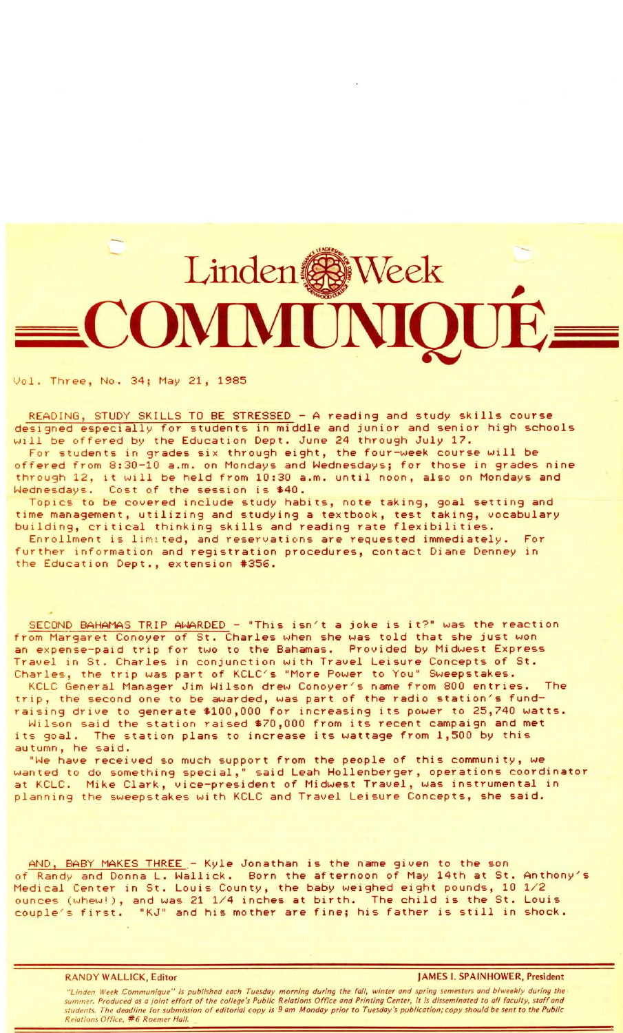# Linden Week COMMUNIQUÉ

Vol. Three, No. 34; May 21, 1985

READING, STUDY SKILLS TO BE STRESSED - A reading and study skills course designed especially for students in middle and junior and senior high schools will be offered by the Education Dept. June 24 through July 17.

For students in grades six through eight, the four-week course will be offered from 8:30-10 a.m. on Mondays and Wednesdays; for those in grades nine through 12, it will be held from 10:30 a.m. until noon, also on Mondays and Wednesdays. Cost of the session is $40.

Topics to be covered include study habits, note taking, goal setting and time management, utilizing and studying a textbook, test taking, vocabulary building, critical thinking skills and reading rate flexibilities.

Enrollment is limited, and reservations are requested immediately. For further information and registration procedures, contact Diane Denney in the Education Dept., extension #356.

SECOND BAHAMAS TRIP AWARDED - "This isn't a joke is it?" was the reaction from Margaret Conoyer of St. Charles when she was told that she just won an expense-paid trip for two to the Bahamas. Provided by Midwest Express Travel in St. Charles in conjunction with Travel Leisure Concepts of St. Charles, the trip was part of KCLC's "More Power to You" Sweepstakes.

KCLC General Manager Jim Wilson drew Conoyer's name from 800 entries. The trip, the second one to be awarded, was part of the radio station's fund-raising drive to generate $100,000 for increasing its power to 25,740 watts.

Wilson said the station raised $70,000 from its recent campaign and met its goal. The station plans to increase its wattage from 1,500 by this autumn, he said.

"We have received so much support from the people of this community, we wanted to do something special," said Leah Hollenberger, operations coordinator at KCLC. Mike Clark, vice-president of Midwest Travel, was instrumental in planning the sweepstakes with KCLC and Travel Leisure Concepts, she said.

AND, BABY MAKES THREE - Kyle Jonathan is the name given to the son of Randy and Donna L. Wallick. Born the afternoon of May 14th at St. Anthony's Medical Center in St. Louis County, the baby weighed eight pounds, 10 1/2 ounces (whew!), and was 21 1/4 inches at birth. The child is the St. Louis couple's first. "KJ" and his mother are fine; his father is still in shock.

RANDY WALLICK, Editor — JAMES I. SPAINHOWER, President

*"Linden Week Communique" is published each Tuesday morning during the fall, winter and spring semesters and biweekly during the summer. Produced as a joint effort of the college's Public Relations Office and Printing Center, it is disseminated to all faculty, staff and students. The deadline for submission of editorial copy is 9 am Monday prior to Tuesday's publication; copy should be sent to the Public Relations Office, #6 Roemer Hall.*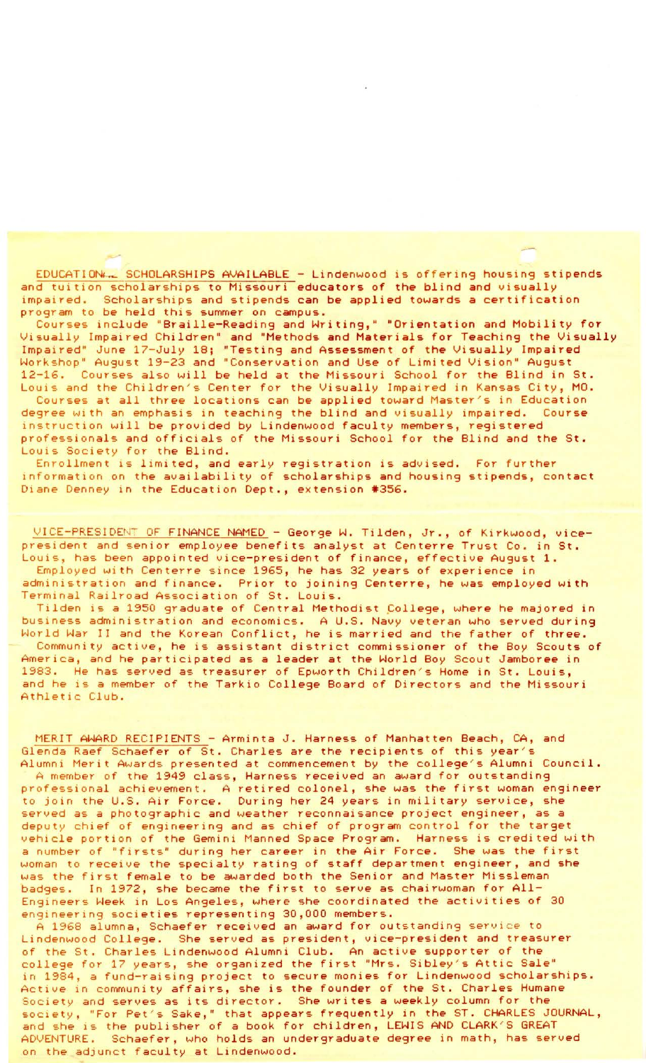EDUCATIONAL SCHOLARSHIPS AVAILABLE - Lindenwood is offering housing stipends and tuition scholarships to Missouri educators of the blind and visually impaired. Scholarships and stipends can be applied towards a certification program to be held this summer on campus.

Courses include "Braille-Reading and Writing," "Orientation and Mobility for Visually Impaired Children" and "Methods and Materials for Teaching the Visually Impaired" June 17-July 18; "Testing and Assessment of the Visually Impaired Workshop" August 19-23 and "Conservation and Use of Limited Vision" August 12-16. Courses also will be held at the Missouri School for the Blind in St. Louis and the Children's Center for the Visually Impaired in Kansas City, MO.

Courses at all three locations can be applied toward Master's in Education degree with an emphasis in teaching the blind and visually impaired. Course instruction will be provided by Lindenwood faculty members, registered professionals and officials of the Missouri School for the Blind and the St. Louis Society for the Blind.

Enrollment is limited, and early registration is advised. For further information on the availability of scholarships and housing stipends, contact Diane Denney in the Education Dept., extension #356.

VICE-PRESIDENT OF FINANCE NAMED - George W. Tilden, Jr., of Kirkwood, vice-president and senior employee benefits analyst at Centerre Trust Co. in St. Louis, has been appointed vice-president of finance, effective August 1.

Employed with Centerre since 1965, he has 32 years of experience in administration and finance. Prior to joining Centerre, he was employed with Terminal Railroad Association of St. Louis.

Tilden is a 1950 graduate of Central Methodist College, where he majored in business administration and economics. A U.S. Navy veteran who served during World War II and the Korean Conflict, he is married and the father of three.

Community active, he is assistant district commissioner of the Boy Scouts of America, and he participated as a leader at the World Boy Scout Jamboree in 1983. He has served as treasurer of Epworth Children's Home in St. Louis, and he is a member of the Tarkio College Board of Directors and the Missouri Athletic Club.

MERIT AWARD RECIPIENTS - Arminta J. Harness of Manhatten Beach, CA, and Glenda Raef Schaefer of St. Charles are the recipients of this year's Alumni Merit Awards presented at commencement by the college's Alumni Council.

A member of the 1949 class, Harness received an award for outstanding professional achievement. A retired colonel, she was the first woman engineer to join the U.S. Air Force. During her 24 years in military service, she served as a photographic and weather reconnaisance project engineer, as a deputy chief of engineering and as chief of program control for the target vehicle portion of the Gemini Manned Space Program. Harness is credited with a number of "firsts" during her career in the Air Force. She was the first woman to receive the specialty rating of staff department engineer, and she was the first female to be awarded both the Senior and Master Missleman badges. In 1972, she became the first to serve as chairwoman for All-Engineers Week in Los Angeles, where she coordinated the activities of 30 engineering societies representing 30,000 members.

A 1968 alumna, Schaefer received an award for outstanding service to Lindenwood College. She served as president, vice-president and treasurer of the St. Charles Lindenwood Alumni Club. An active supporter of the college for 17 years, she organized the first "Mrs. Sibley's Attic Sale" in 1984, a fund-raising project to secure monies for Lindenwood scholarships. Active in community affairs, she is the founder of the St. Charles Humane Society and serves as its director. She writes a weekly column for the society, "For Pet's Sake," that appears frequently in the ST. CHARLES JOURNAL, and she is the publisher of a book for children, LEWIS AND CLARK'S GREAT ADVENTURE. Schaefer, who holds an undergraduate degree in math, has served on the adjunct faculty at Lindenwood.